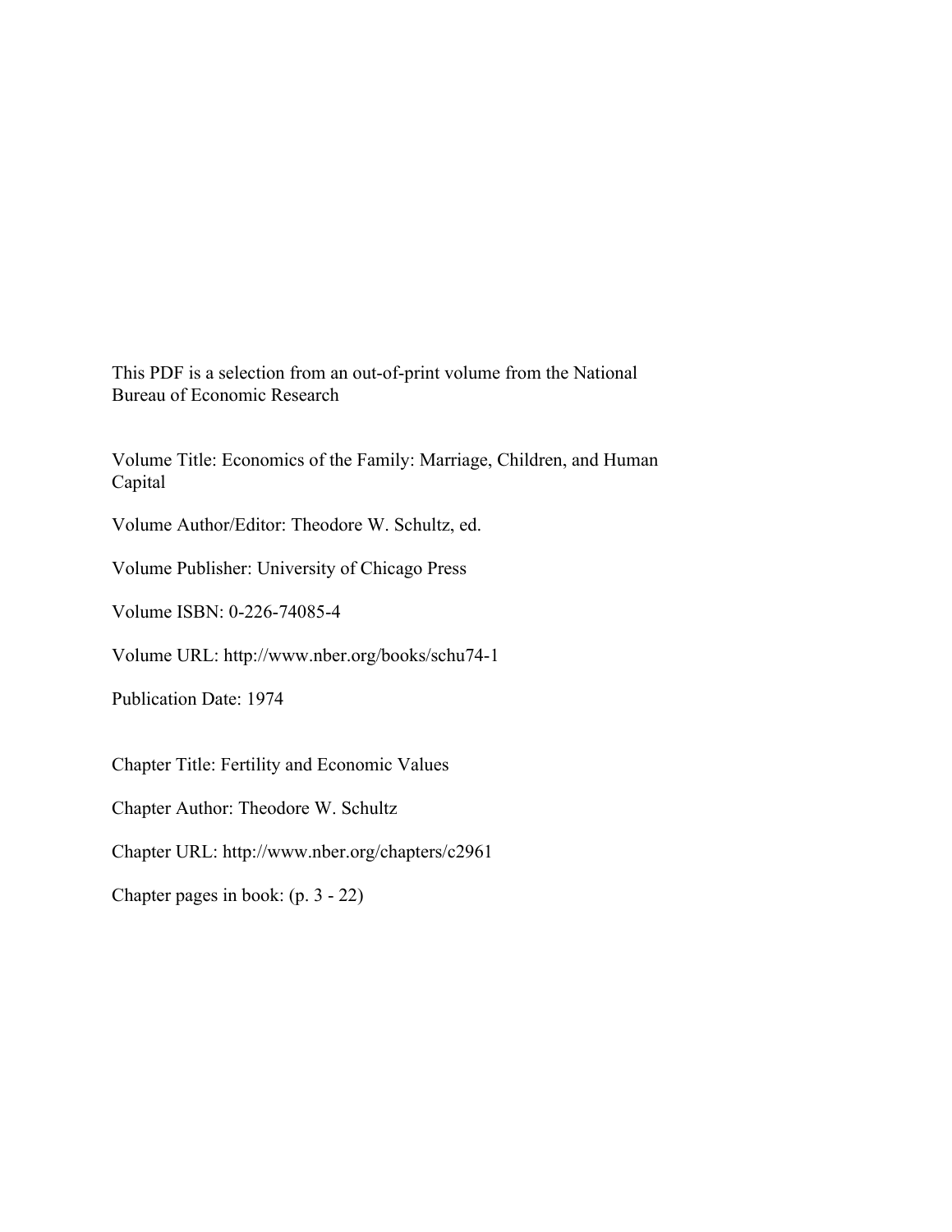This PDF is a selection from an out-of-print volume from the National Bureau of Economic Research

Volume Title: Economics of the Family: Marriage, Children, and Human Capital

Volume Author/Editor: Theodore W. Schultz, ed.

Volume Publisher: University of Chicago Press

Volume ISBN: 0-226-74085-4

Volume URL: http://www.nber.org/books/schu74-1

Publication Date: 1974

Chapter Title: Fertility and Economic Values

Chapter Author: Theodore W. Schultz

Chapter URL: http://www.nber.org/chapters/c2961

Chapter pages in book: (p. 3 - 22)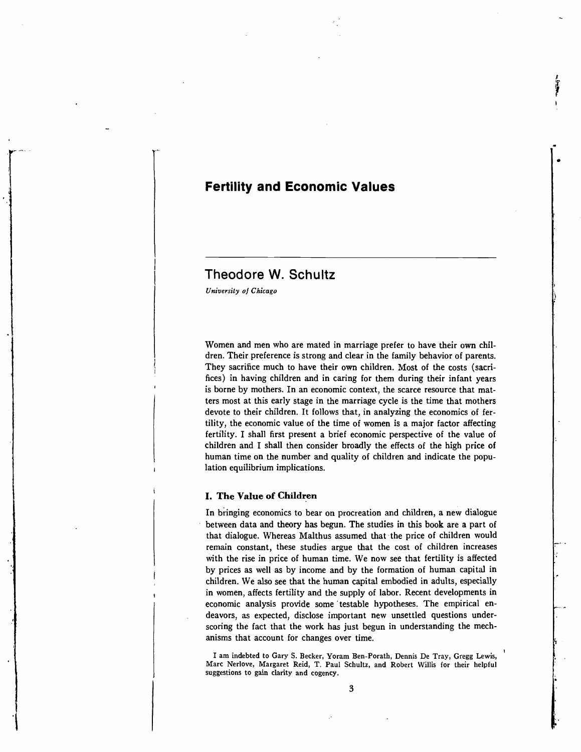# Fertility and Economic Values

## Theodore W. Schultz

*University of Chicago*

Women and men who are mated in marriage prefer to have their own children. Their preference is strong and clear in the family behavior of parents. They sacrifice much to have their own children. Most of the costs (sacrifices) in having children and in caring for them during their infant years is borne by mothers. In an economic context, the scarce resource that matters most at this early stage in the marriage cycle is the time that mothers devote to their children. It follows that, in analyzing the economics of fertility, the economic value of the time of women is a major factor affecting fertility. I shall first present a brief economic perspective of the value of children and I shall then consider broadly the effects of the high price of human time on the number and quality of children and indicate the population equilibrium implications.

### I. The Value of Children

In bringing economics to bear on procreation and children, a new dialogue between data and theory has begun. The studies in this book are a part of that dialogue. Whereas Malthus assumed that the price of children would remain constant, these studies argue that the cost of children increases with the rise in price of human time. We now see that fertility is affected by prices as well as by income and by the formation of human capital in children. We also see that the human capital embodied in adults, especially in women, affects fertility and the supply of labor. Recent developments in economic analysis provide some testable hypotheses. The empirical endeavors, as expected, disclose important new unsettled questions underscoring the fact that the work has just begun in understanding the mechanisms that account for changes over time.

I am indebted to Gary S. Becker, Yoram Ben-Porath, Dennis De Tray, Gregg Lewis, Marc Nerlove, Margaret Reid, T. Paul Schultz, and Robert Willis for their helpful suggestions to gain clarity and cogency.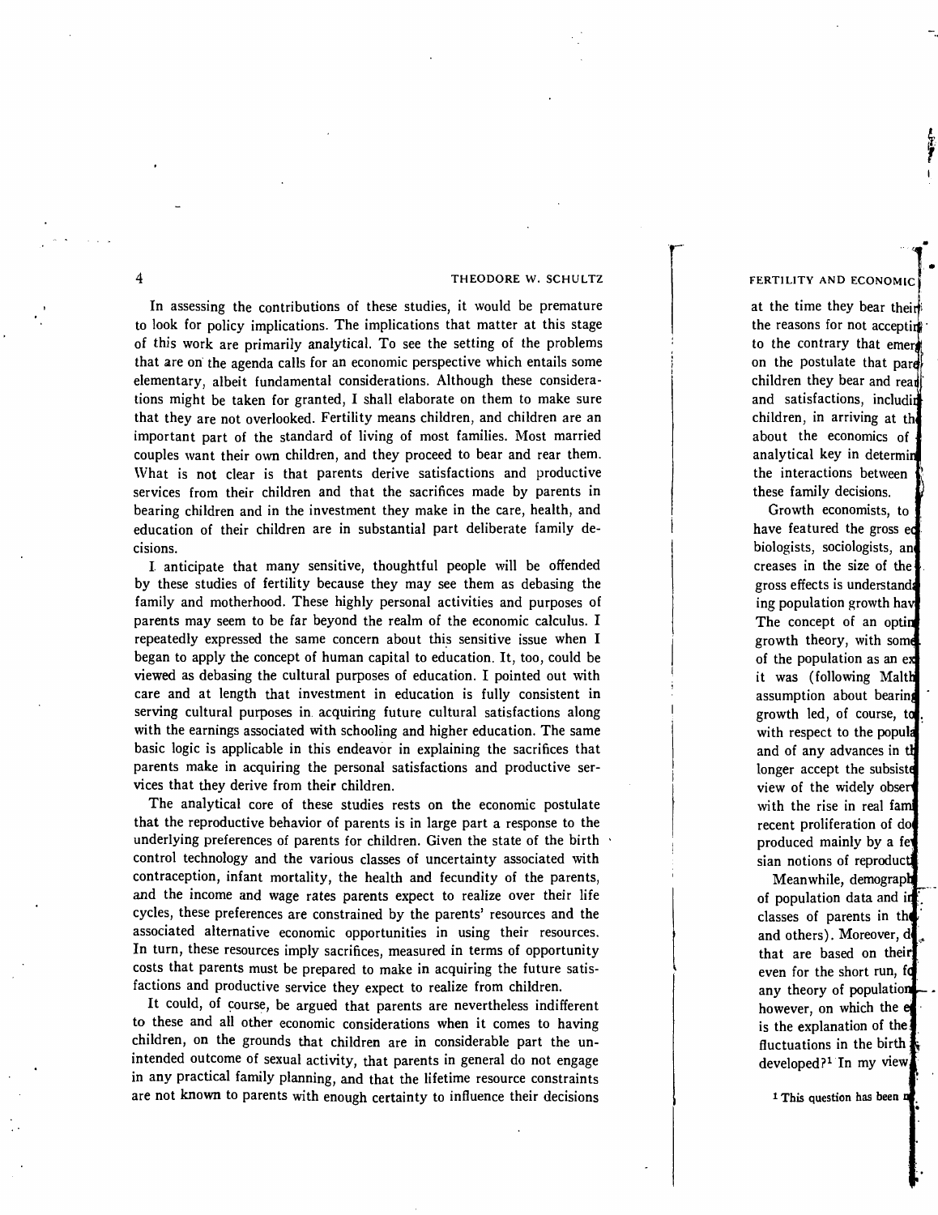In assessing the contributions of these studies, it would be premature to look for policy implications. The implications that matter at this stage of this work are primarily analytical. To see the setting of the problems that are on the agenda calls for an economic perspective which entails some elementary, albeit fundamental considerations. Although these considerations might be taken for granted, I shall elaborate on them to make sure that they are not overlooked. Fertility means children, and children are an important part of the standard of living of most families. Most married couples want their own children, and they proceed to bear and rear them. What is not clear is that parents derive satisfactions and productive services from their children and that the sacrifices made by parents in bearing children and in the investment they make in the care, health, and education of their children are in substantial part deliberate family decisions.

I anticipate that many sensitive, thoughtful people will be offended by these studies of fertility because they may see them as debasing the family and motherhood. These highly personal activities and purposes of parents may seem to be far beyond the realm of the economic calculus. I repeatedly expressed the same concern about this sensitive issue when I began to apply the concept of human capital to education. It, too, could be viewed as debasing the cultural purposes of education. I pointed out with care and at length that investment in education is fully consistent in serving cultural purposes in acquiring future cultural satisfactions along with the earnings associated with schooling and higher education. The same basic logic is applicable in this endeavor in explaining the sacrifices that parents make in acquiring the personal satisfactions and productive services that they derive from their children.

The analytical core of these studies rests on the economic postulate that the reproductive behavior of parents is in large part a response to the underlying preferences of parents for children. Given the state of the birth control technology and the various classes of uncertainty associated with contraception, infant mortality, the health and fecundity of the parents, and the income and wage rates parents expect to realize over their life cycles, these preferences are constrained by the parents' resources and the associated alternative economic opportunities in using their resources. In turn, these resources imply sacrifices, measured in terms of opportunity costs that parents must be prepared to make in acquiring the future satisfactions and productive service they expect to realize from children.

It could, of course, be argued that parents are nevertheless indifferent to these and all other economic considerations when it comes to having children, on the grounds that children are in considerable part the unintended outcome of sexual activity, that parents in general do not engage in any practical family planning, and that the lifetime resource constraints are not known to parents with enough certainty to influence their decisions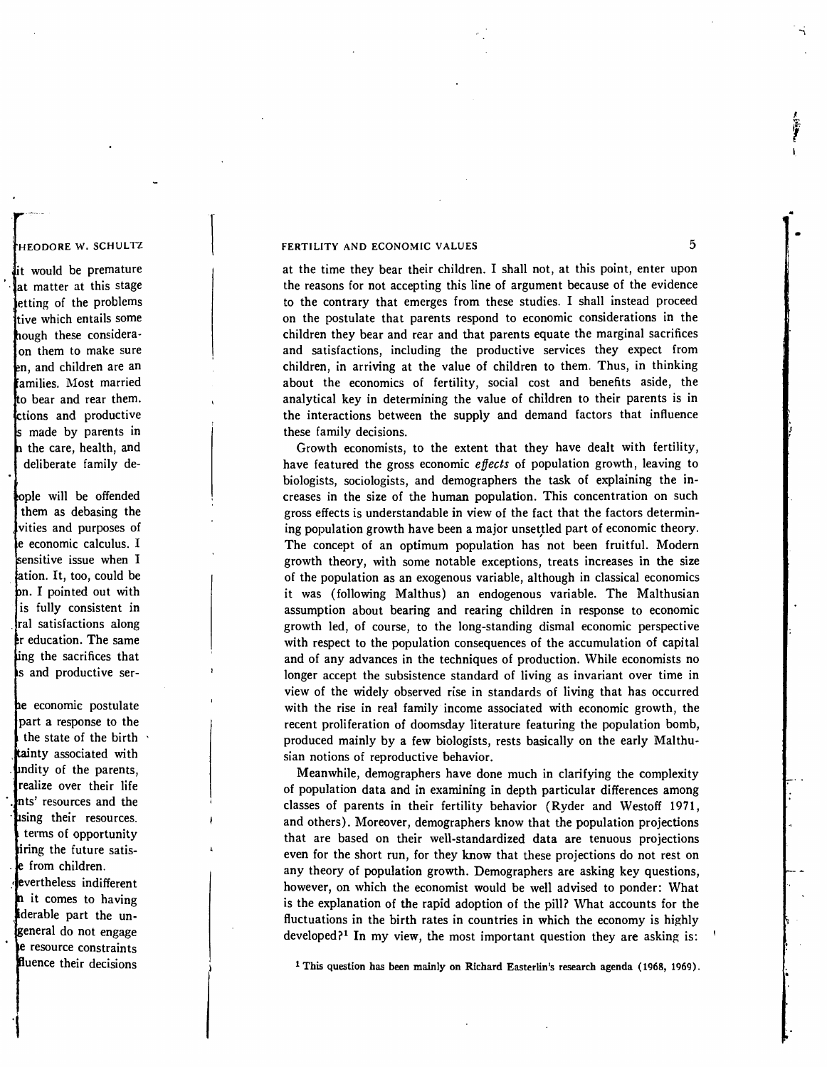at the time they bear their children. I shall not, at this point, enter upon the reasons for not accepting this line of argument because of the evidence to the contrary that emerges from these studies. I shall instead proceed on the postulate that parents respond to economic considerations in the children they bear and rear and that parents equate the marginal sacrifices and satisfactions, including the productive services they expect from children, in arriving at the value of children to them. Thus, in thinking about the economics of fertility, social cost and benefits aside, the analytical key in determining the value of children to their parents is in the interactions between the supply and demand factors that influence these family decisions.

Growth economists, to the extent that they have dealt with fertility, have featured the gross economic *effects* of population growth, leaving to biologists, sociologists, and demographers the task of explaining the increases in the size of the human population. This concentration on such gross effects is understandable in view of the fact that the factors determining population growth have been a major unsettled part of economic theory. The concept of an optimum population has not been fruitful. Modern growth theory, with some notable exceptions, treats increases in the size of the population as an exogenous variable, although in classical economics it was (following Malthus) an endogenous variable. The Malthusian assumption about bearing and rearing children in response to economic growth led, of course, to the long-standing dismal economic perspective with respect to the population consequences of the accumulation of capital and of any advances in the techniques of production. While economists no longer accept the subsistence standard of living as invariant over time in view of the widely observed rise in standards of living that has occurred with the rise in real family income associated with economic growth, the recent proliferation of doomsday literature featuring the population bomb, produced mainly by a few biologists, rests basically on the early Malthusian notions of reproductive behavior.

Meanwhile, demographers have done much in clarifying the complexity of population data and in examining in depth particular differences among classes of parents in their fertility behavior (Ryder and Westoff 1971, and others). Moreover, demographers know that the population projections that are based on their well-standardized data are tenuous projections even for the short run, for they know that these projections do not rest on any theory of population growth. Demographers are asking key questions, however, on which the economist would be well advised to ponder: What is the explanation of the rapid adoption of the pill? What accounts for the fluctuations in the birth rates in countries in which the economy is highly developed?[1] In my view, the most important question they are asking is:

[1] This question has been mainly on Richard Easterlin's research agenda (1968, 1969).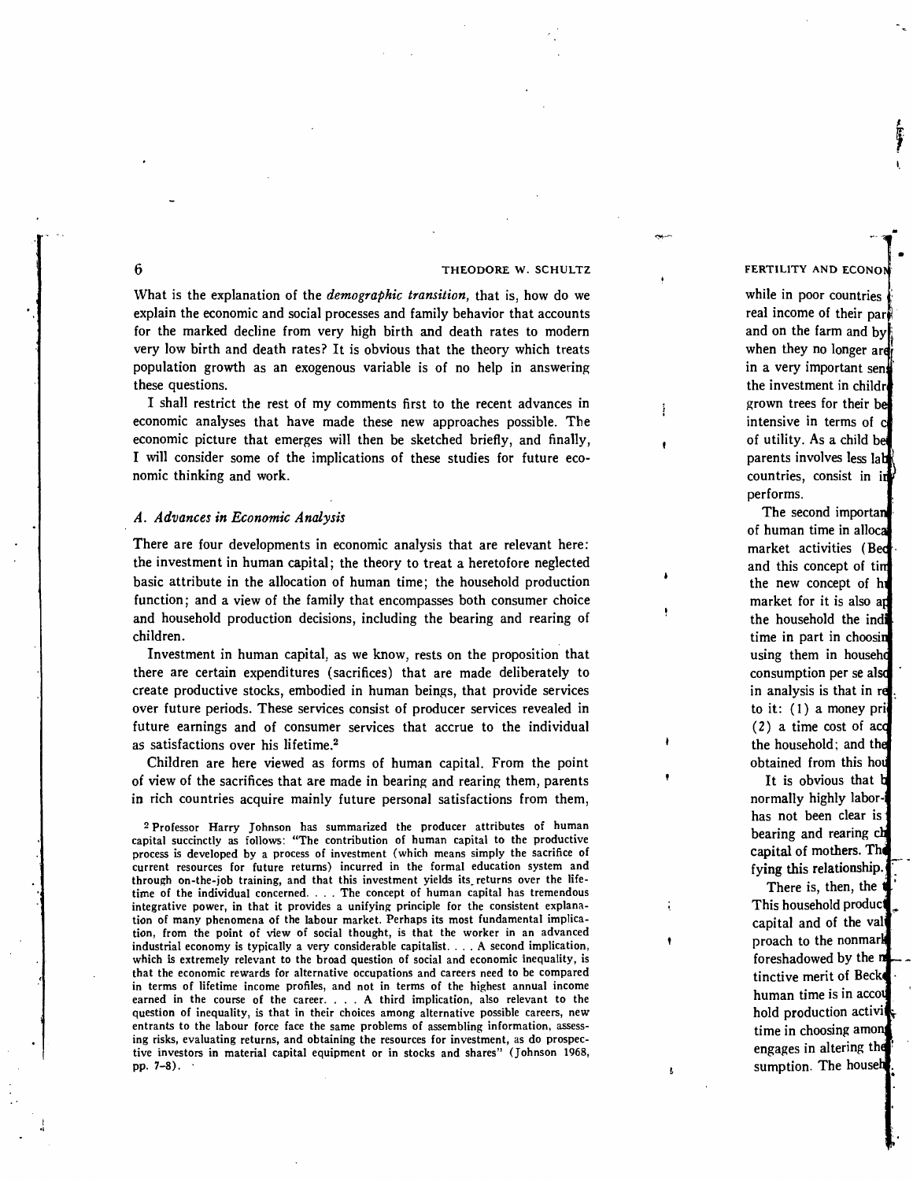What is the explanation of the *demographic transition*, that is, how do we explain the economic and social processes and family behavior that accounts for the marked decline from very high birth and death rates to modern very low birth and death rates? It is obvious that the theory which treats population growth as an exogenous variable is of no help in answering these questions.

I shall restrict the rest of my comments first to the recent advances in economic analyses that have made these new approaches possible. The economic picture that emerges will then be sketched briefly, and finally, I will consider some of the implications of these studies for future economic thinking and work.

### A. Advances in Economic Analysis

There are four developments in economic analysis that are relevant here: the investment in human capital; the theory to treat a heretofore neglected basic attribute in the allocation of human time; the household production function; and a view of the family that encompasses both consumer choice and household production decisions, including the bearing and rearing of children.

Investment in human capital, as we know, rests on the proposition that there are certain expenditures (sacrifices) that are made deliberately to create productive stocks, embodied in human beings, that provide services over future periods. These services consist of producer services revealed in future earnings and of consumer services that accrue to the individual as satisfactions over his lifetime.[2]

Children are here viewed as forms of human capital. From the point of view of the sacrifices that are made in bearing and rearing them, parents in rich countries acquire mainly future personal satisfactions from them,

[2] Professor Harry Johnson has summarized the producer attributes of human capital succinctly as follows: "The contribution of human capital to the productive process is developed by a process of investment (which means simply the sacrifice of current resources for future returns) incurred in the formal education system and through on-the-job training, and that this investment yields its returns over the lifetime of the individual concerned. . . . The concept of human capital has tremendous integrative power, in that it provides a unifying principle for the consistent explanation of many phenomena of the labour market. Perhaps its most fundamental implication, from the point of view of social thought, is that the worker in an advanced industrial economy is typically a very considerable capitalist. . . . A second implication, which is extremely relevant to the broad question of social and economic inequality, is that the economic rewards for alternative occupations and careers need to be compared in terms of lifetime income profiles, and not in terms of the highest annual income earned in the course of the career. . . . A third implication, also relevant to the question of inequality, is that in their choices among alternative possible careers, new entrants to the labour force face the same problems of assembling information, assessing risks, evaluating returns, and obtaining the resources for investment, as do prospective investors in material capital equipment or in stocks and shares" (Johnson 1968, pp. 7–8).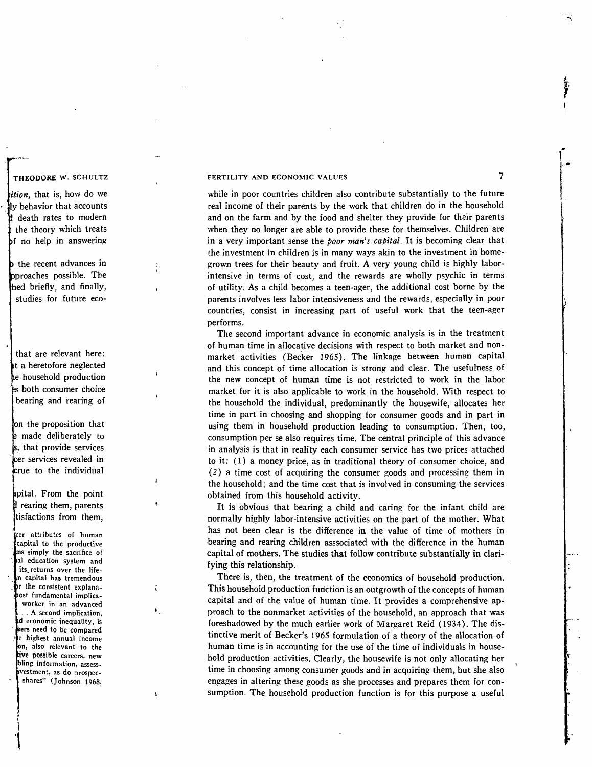while in poor countries children also contribute substantially to the future real income of their parents by the work that children do in the household and on the farm and by the food and shelter they provide for their parents when they no longer are able to provide these for themselves. Children are in a very important sense the *poor man's capital.* It is becoming clear that the investment in children is in many ways akin to the investment in home-grown trees for their beauty and fruit. A very young child is highly labor-intensive in terms of cost, and the rewards are wholly psychic in terms of utility. As a child becomes a teen-ager, the additional cost borne by the parents involves less labor intensiveness and the rewards, especially in poor countries, consist in increasing part of useful work that the teen-ager performs.

The second important advance in economic analysis is in the treatment of human time in allocative decisions with respect to both market and nonmarket activities (Becker 1965). The linkage between human capital and this concept of time allocation is strong and clear. The usefulness of the new concept of human time is not restricted to work in the labor market for it is also applicable to work in the household. With respect to the household the individual, predominantly the housewife, allocates her time in part in choosing and shopping for consumer goods and in part in using them in household production leading to consumption. Then, too, consumption per se also requires time. The central principle of this advance in analysis is that in reality each consumer service has two prices attached to it: (1) a money price, as in traditional theory of consumer choice, and (2) a time cost of acquiring the consumer goods and processing them in the household; and the time cost that is involved in consuming the services obtained from this household activity.

It is obvious that bearing a child and caring for the infant child are normally highly labor-intensive activities on the part of the mother. What has not been clear is the difference in the value of time of mothers in bearing and rearing children asssociated with the difference in the human capital of mothers. The studies that follow contribute substantially in clarifying this relationship.

There is, then, the treatment of the economics of household production. This household production function is an outgrowth of the concepts of human capital and of the value of human time. It provides a comprehensive approach to the nonmarket activities of the household, an approach that was foreshadowed by the much earlier work of Margaret Reid (1934). The distinctive merit of Becker's 1965 formulation of a theory of the allocation of human time is in accounting for the use of the time of individuals in household production activities. Clearly, the housewife is not only allocating her time in choosing among consumer goods and in acquiring them, but she also engages in altering these goods as she processes and prepares them for consumption. The household production function is for this purpose a useful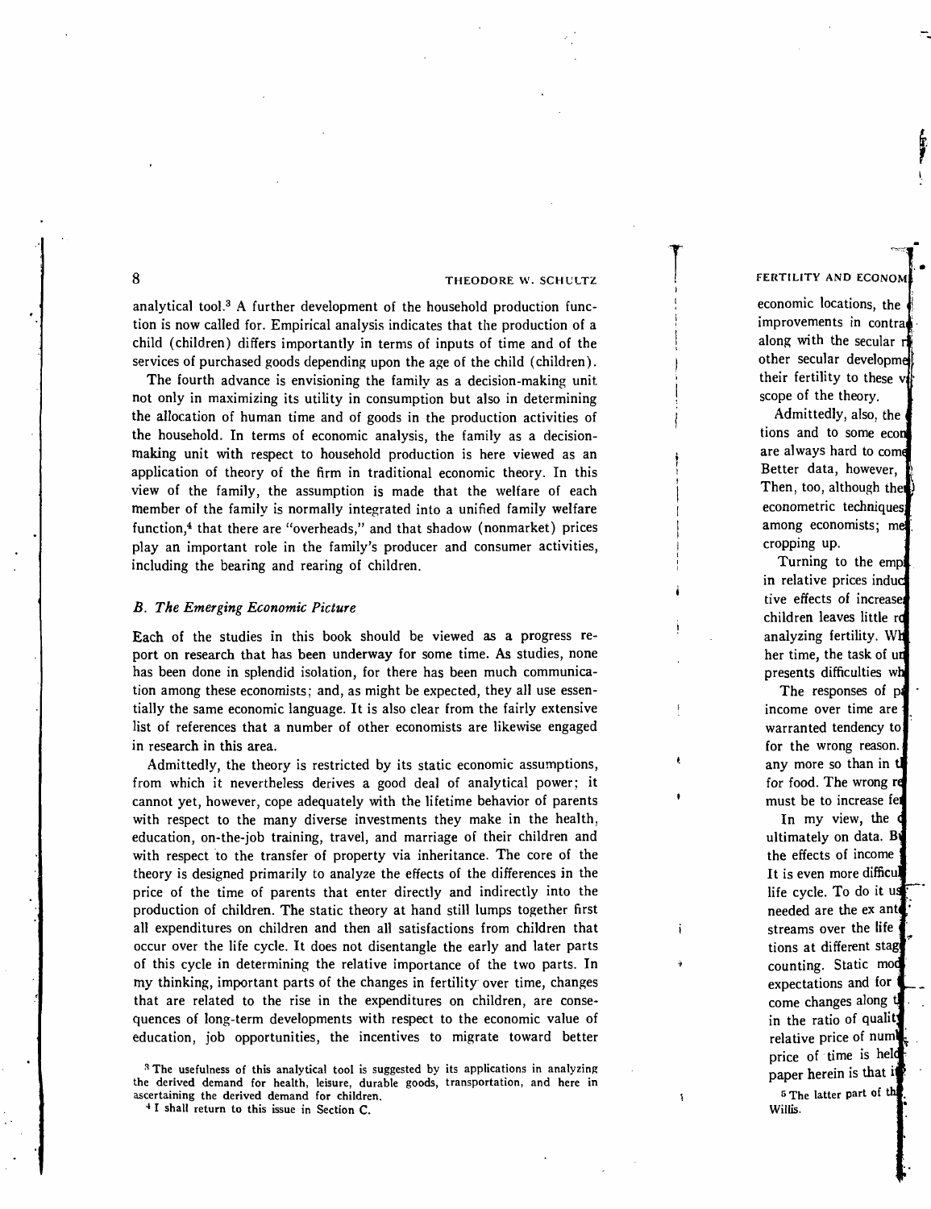analytical tool.[3] A further development of the household production function is now called for. Empirical analysis indicates that the production of a child (children) differs importantly in terms of inputs of time and of the services of purchased goods depending upon the age of the child (children).

The fourth advance is envisioning the family as a decision-making unit not only in maximizing its utility in consumption but also in determining the allocation of human time and of goods in the production activities of the household. In terms of economic analysis, the family as a decision-making unit with respect to household production is here viewed as an application of theory of the firm in traditional economic theory. In this view of the family, the assumption is made that the welfare of each member of the family is normally integrated into a unified family welfare function,[4] that there are "overheads," and that shadow (nonmarket) prices play an important role in the family's producer and consumer activities, including the bearing and rearing of children.

### *B. The Emerging Economic Picture*

Each of the studies in this book should be viewed as a progress report on research that has been underway for some time. As studies, none has been done in splendid isolation, for there has been much communication among these economists; and, as might be expected, they all use essentially the same economic language. It is also clear from the fairly extensive list of references that a number of other economists are likewise engaged in research in this area.

Admittedly, the theory is restricted by its static economic assumptions, from which it nevertheless derives a good deal of analytical power; it cannot yet, however, cope adequately with the lifetime behavior of parents with respect to the many diverse investments they make in the health, education, on-the-job training, travel, and marriage of their children and with respect to the transfer of property via inheritance. The core of the theory is designed primarily to analyze the effects of the differences in the price of the time of parents that enter directly and indirectly into the production of children. The static theory at hand still lumps together first all expenditures on children and then all satisfactions from children that occur over the life cycle. It does not disentangle the early and later parts of this cycle in determining the relative importance of the two parts. In my thinking, important parts of the changes in fertility over time, changes that are related to the rise in the expenditures on children, are consequences of long-term developments with respect to the economic value of education, job opportunities, the incentives to migrate toward better

[3] The usefulness of this analytical tool is suggested by its applications in analyzing the derived demand for health, leisure, durable goods, transportation, and here in ascertaining the derived demand for children.

[4] I shall return to this issue in Section C.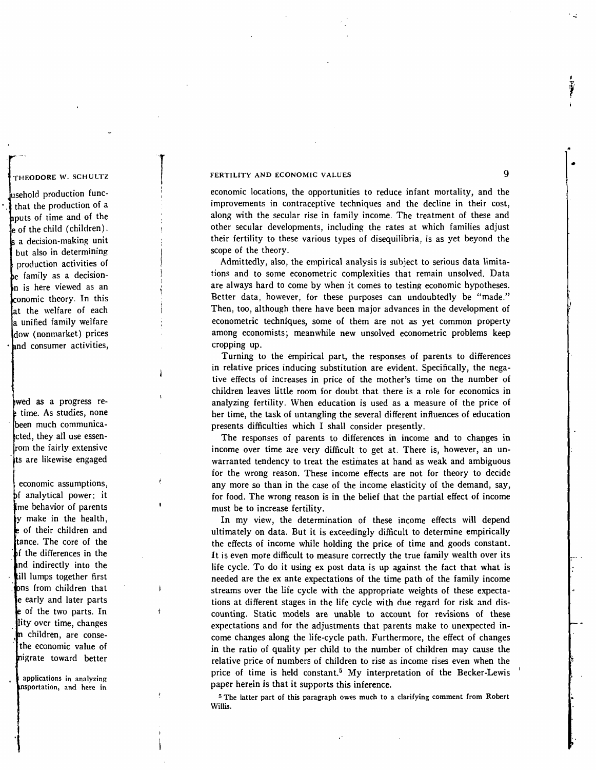economic locations, the opportunities to reduce infant mortality, and the improvements in contraceptive techniques and the decline in their cost, along with the secular rise in family income. The treatment of these and other secular developments, including the rates at which families adjust their fertility to these various types of disequilibria, is as yet beyond the scope of the theory.

Admittedly, also, the empirical analysis is subject to serious data limitations and to some econometric complexities that remain unsolved. Data are always hard to come by when it comes to testing economic hypotheses. Better data, however, for these purposes can undoubtedly be "made." Then, too, although there have been major advances in the development of econometric techniques, some of them are not as yet common property among economists; meanwhile new unsolved econometric problems keep cropping up.

Turning to the empirical part, the responses of parents to differences in relative prices inducing substitution are evident. Specifically, the negative effects of increases in price of the mother's time on the number of children leaves little room for doubt that there is a role for economics in analyzing fertility. When education is used as a measure of the price of her time, the task of untangling the several different influences of education presents difficulties which I shall consider presently.

The responses of parents to differences in income and to changes in income over time are very difficult to get at. There is, however, an unwarranted tendency to treat the estimates at hand as weak and ambiguous for the wrong reason. These income effects are not for theory to decide any more so than in the case of the income elasticity of the demand, say, for food. The wrong reason is in the belief that the partial effect of income must be to increase fertility.

In my view, the determination of these income effects will depend ultimately on data. But it is exceedingly difficult to determine empirically the effects of income while holding the price of time and goods constant. It is even more difficult to measure correctly the true family wealth over its life cycle. To do it using ex post data is up against the fact that what is needed are the ex ante expectations of the time path of the family income streams over the life cycle with the appropriate weights of these expectations at different stages in the life cycle with due regard for risk and discounting. Static models are unable to account for revisions of these expectations and for the adjustments that parents make to unexpected income changes along the life-cycle path. Furthermore, the effect of changes in the ratio of quality per child to the number of children may cause the relative price of numbers of children to rise as income rises even when the price of time is held constant.[5] My interpretation of the Becker-Lewis paper herein is that it supports this inference.

[5] The latter part of this paragraph owes much to a clarifying comment from Robert Willis.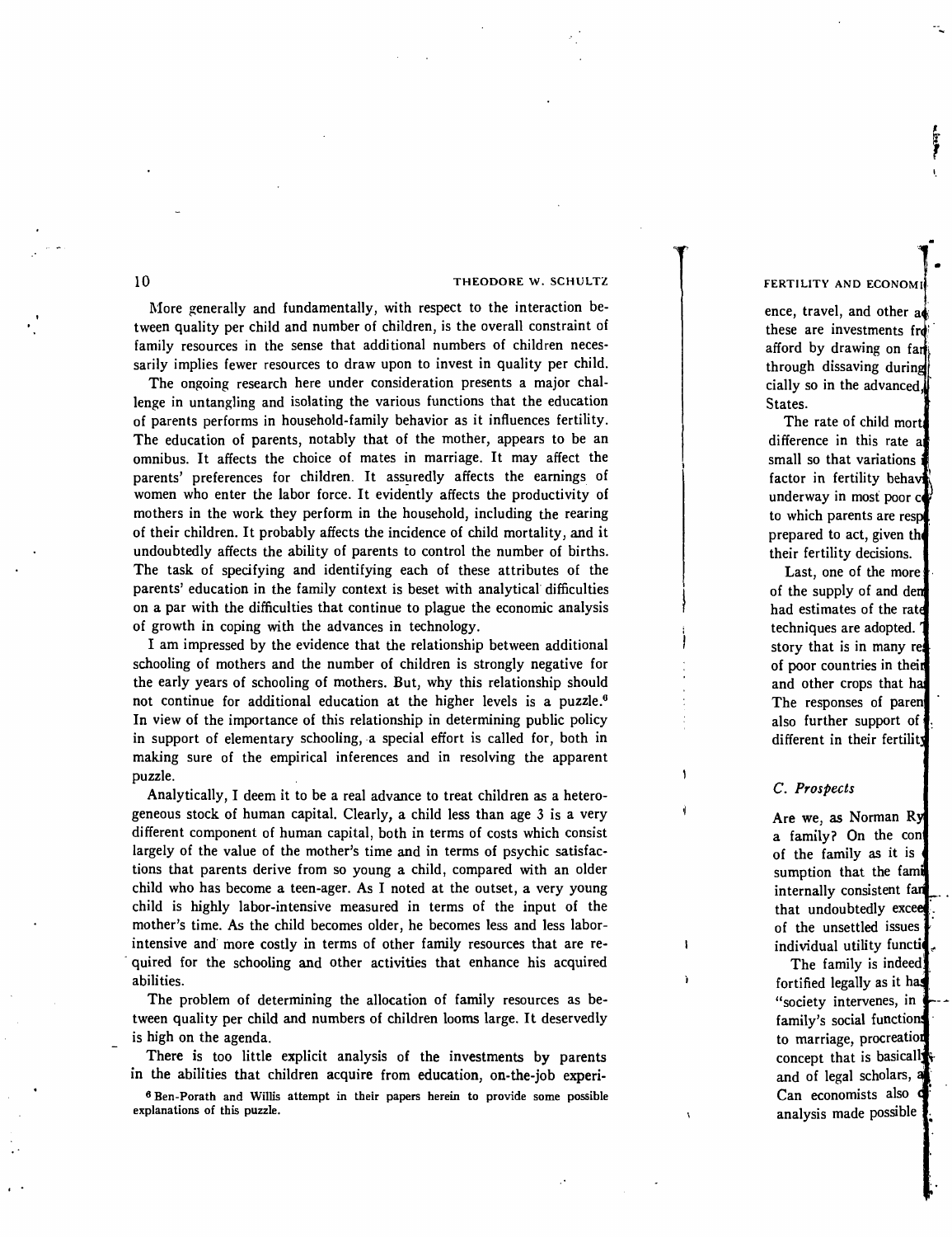More generally and fundamentally, with respect to the interaction between quality per child and number of children, is the overall constraint of family resources in the sense that additional numbers of children necessarily implies fewer resources to draw upon to invest in quality per child.

The ongoing research here under consideration presents a major challenge in untangling and isolating the various functions that the education of parents performs in household-family behavior as it influences fertility. The education of parents, notably that of the mother, appears to be an omnibus. It affects the choice of mates in marriage. It may affect the parents' preferences for children. It assuredly affects the earnings of women who enter the labor force. It evidently affects the productivity of mothers in the work they perform in the household, including the rearing of their children. It probably affects the incidence of child mortality, and it undoubtedly affects the ability of parents to control the number of births. The task of specifying and identifying each of these attributes of the parents' education in the family context is beset with analytical difficulties on a par with the difficulties that continue to plague the economic analysis of growth in coping with the advances in technology.

I am impressed by the evidence that the relationship between additional schooling of mothers and the number of children is strongly negative for the early years of schooling of mothers. But, why this relationship should not continue for additional education at the higher levels is a puzzle.[6] In view of the importance of this relationship in determining public policy in support of elementary schooling, a special effort is called for, both in making sure of the empirical inferences and in resolving the apparent puzzle.

Analytically, I deem it to be a real advance to treat children as a heterogeneous stock of human capital. Clearly, a child less than age 3 is a very different component of human capital, both in terms of costs which consist largely of the value of the mother's time and in terms of psychic satisfactions that parents derive from so young a child, compared with an older child who has become a teen-ager. As I noted at the outset, a very young child is highly labor-intensive measured in terms of the input of the mother's time. As the child becomes older, he becomes less and less labor-intensive and more costly in terms of other family resources that are required for the schooling and other activities that enhance his acquired abilities.

The problem of determining the allocation of family resources as between quality per child and numbers of children looms large. It deservedly is high on the agenda.

There is too little explicit analysis of the investments by parents in the abilities that children acquire from education, on-the-job experi-

[6] Ben-Porath and Willis attempt in their papers herein to provide some possible explanations of this puzzle.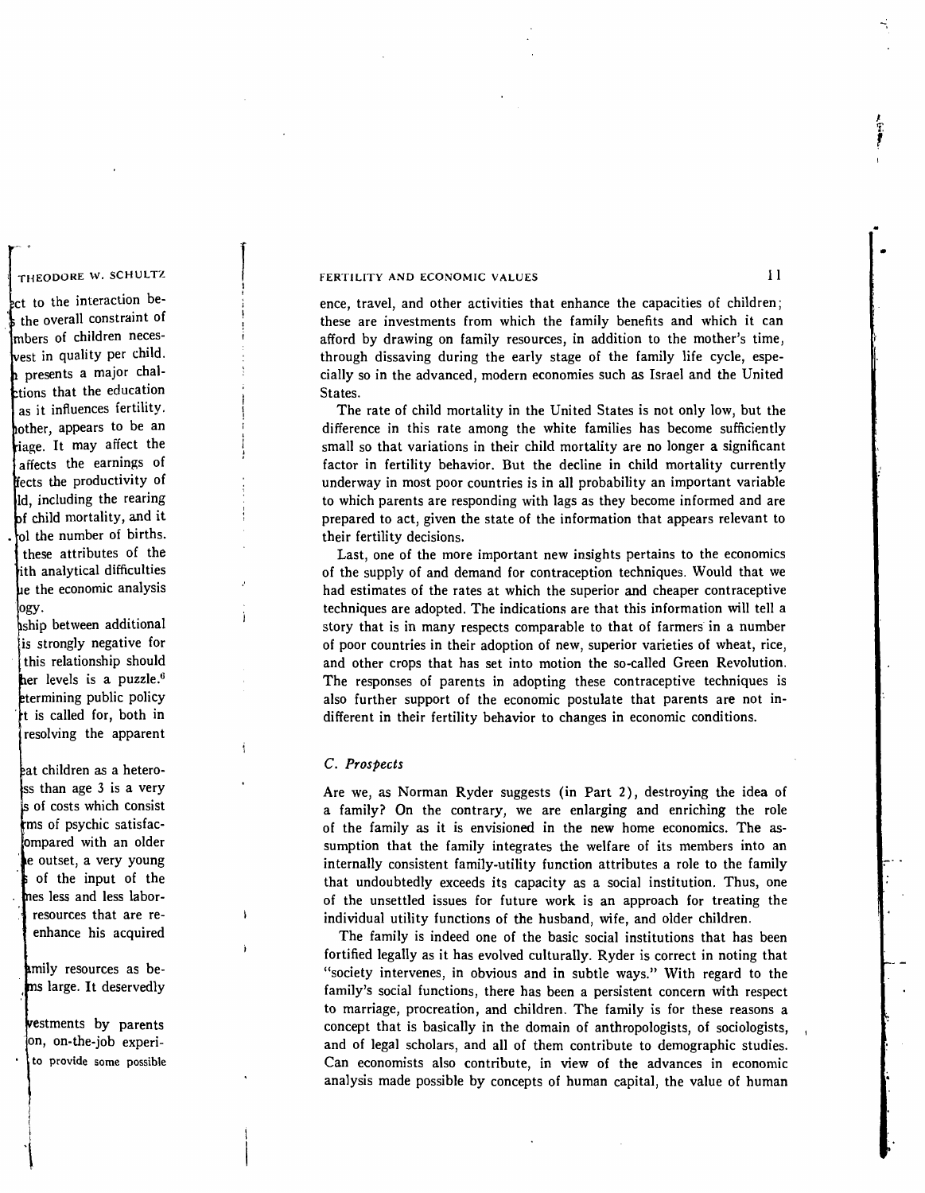ence, travel, and other activities that enhance the capacities of children; these are investments from which the family benefits and which it can afford by drawing on family resources, in addition to the mother's time, through dissaving during the early stage of the family life cycle, especially so in the advanced, modern economies such as Israel and the United States.

The rate of child mortality in the United States is not only low, but the difference in this rate among the white families has become sufficiently small so that variations in their child mortality are no longer a significant factor in fertility behavior. But the decline in child mortality currently underway in most poor countries is in all probability an important variable to which parents are responding with lags as they become informed and are prepared to act, given the state of the information that appears relevant to their fertility decisions.

Last, one of the more important new insights pertains to the economics of the supply of and demand for contraception techniques. Would that we had estimates of the rates at which the superior and cheaper contraceptive techniques are adopted. The indications are that this information will tell a story that is in many respects comparable to that of farmers in a number of poor countries in their adoption of new, superior varieties of wheat, rice, and other crops that has set into motion the so-called Green Revolution. The responses of parents in adopting these contraceptive techniques is also further support of the economic postulate that parents are not indifferent in their fertility behavior to changes in economic conditions.

### C. *Prospects*

Are we, as Norman Ryder suggests (in Part 2), destroying the idea of a family? On the contrary, we are enlarging and enriching the role of the family as it is envisioned in the new home economics. The assumption that the family integrates the welfare of its members into an internally consistent family-utility function attributes a role to the family that undoubtedly exceeds its capacity as a social institution. Thus, one of the unsettled issues for future work is an approach for treating the individual utility functions of the husband, wife, and older children.

The family is indeed one of the basic social institutions that has been fortified legally as it has evolved culturally. Ryder is correct in noting that "society intervenes, in obvious and in subtle ways." With regard to the family's social functions, there has been a persistent concern with respect to marriage, procreation, and children. The family is for these reasons a concept that is basically in the domain of anthropologists, of sociologists, and of legal scholars, and all of them contribute to demographic studies. Can economists also contribute, in view of the advances in economic analysis made possible by concepts of human capital, the value of human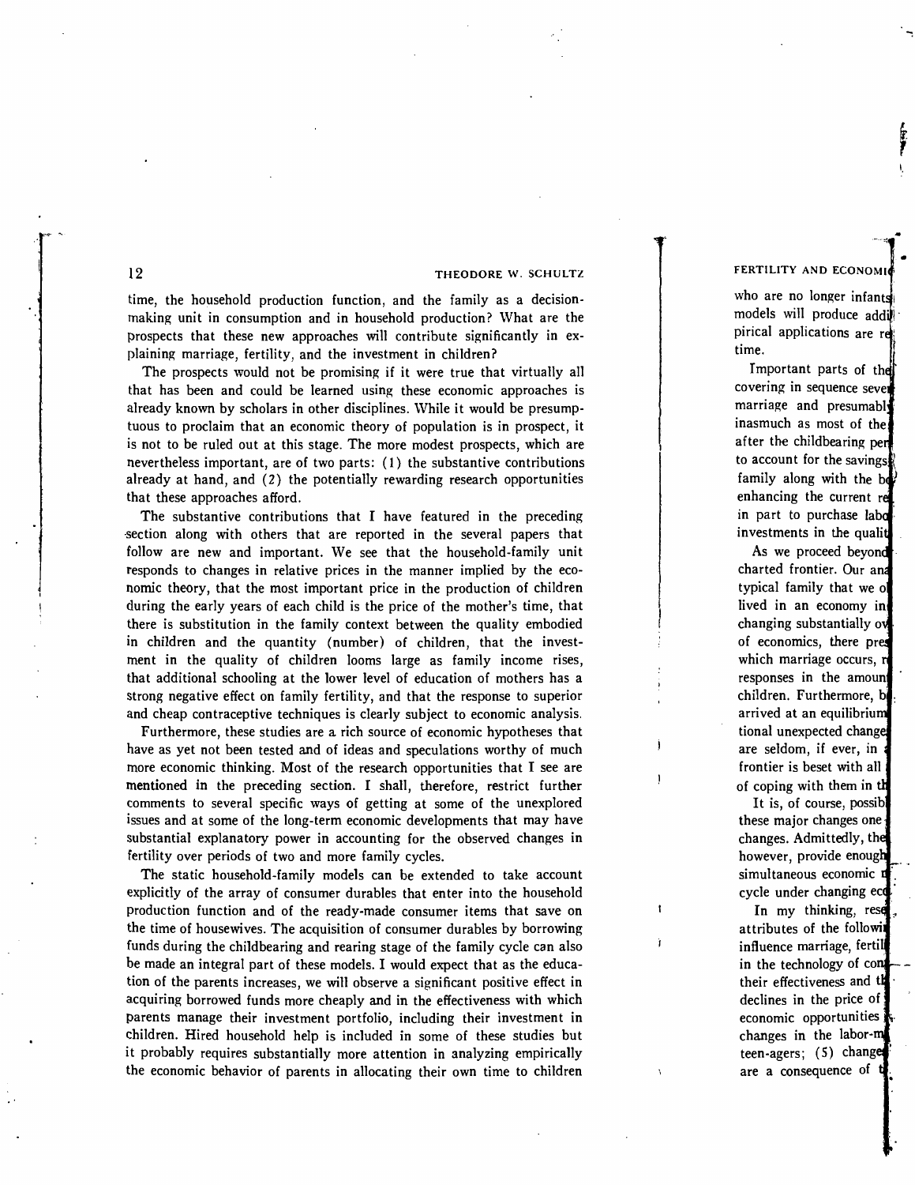time, the household production function, and the family as a decision-making unit in consumption and in household production? What are the prospects that these new approaches will contribute significantly in explaining marriage, fertility, and the investment in children?

The prospects would not be promising if it were true that virtually all that has been and could be learned using these economic approaches is already known by scholars in other disciplines. While it would be presumptuous to proclaim that an economic theory of population is in prospect, it is not to be ruled out at this stage. The more modest prospects, which are nevertheless important, are of two parts: (1) the substantive contributions already at hand, and (2) the potentially rewarding research opportunities that these approaches afford.

The substantive contributions that I have featured in the preceding section along with others that are reported in the several papers that follow are new and important. We see that the household-family unit responds to changes in relative prices in the manner implied by the economic theory, that the most important price in the production of children during the early years of each child is the price of the mother's time, that there is substitution in the family context between the quality embodied in children and the quantity (number) of children, that the investment in the quality of children looms large as family income rises, that additional schooling at the lower level of education of mothers has a strong negative effect on family fertility, and that the response to superior and cheap contraceptive techniques is clearly subject to economic analysis.

Furthermore, these studies are a rich source of economic hypotheses that have as yet not been tested and of ideas and speculations worthy of much more economic thinking. Most of the research opportunities that I see are mentioned in the preceding section. I shall, therefore, restrict further comments to several specific ways of getting at some of the unexplored issues and at some of the long-term economic developments that may have substantial explanatory power in accounting for the observed changes in fertility over periods of two and more family cycles.

The static household-family models can be extended to take account explicitly of the array of consumer durables that enter into the household production function and of the ready-made consumer items that save on the time of housewives. The acquisition of consumer durables by borrowing funds during the childbearing and rearing stage of the family cycle can also be made an integral part of these models. I would expect that as the education of the parents increases, we will observe a significant positive effect in acquiring borrowed funds more cheaply and in the effectiveness with which parents manage their investment portfolio, including their investment in children. Hired household help is included in some of these studies but it probably requires substantially more attention in analyzing empirically the economic behavior of parents in allocating their own time to children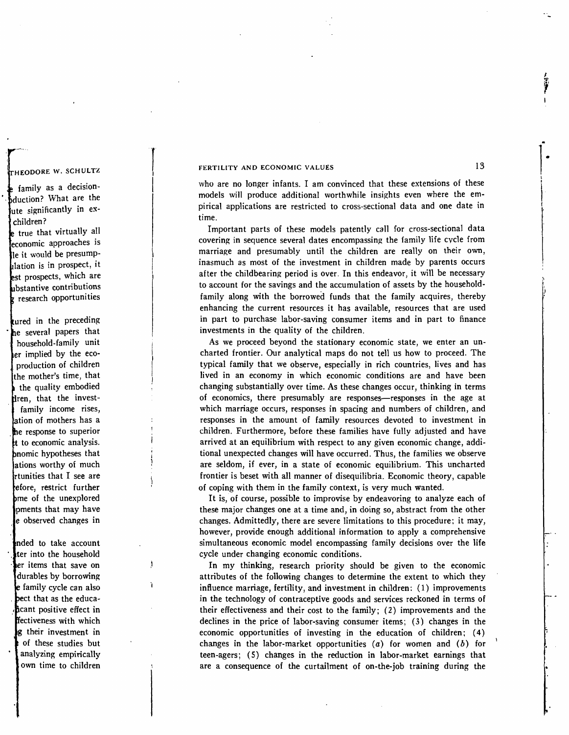who are no longer infants. I am convinced that these extensions of these models will produce additional worthwhile insights even where the empirical applications are restricted to cross-sectional data and one date in time.

Important parts of these models patently call for cross-sectional data covering in sequence several dates encompassing the family life cycle from marriage and presumably until the children are really on their own, inasmuch as most of the investment in children made by parents occurs after the childbearing period is over. In this endeavor, it will be necessary to account for the savings and the accumulation of assets by the household-family along with the borrowed funds that the family acquires, thereby enhancing the current resources it has available, resources that are used in part to purchase labor-saving consumer items and in part to finance investments in the quality of the children.

As we proceed beyond the stationary economic state, we enter an uncharted frontier. Our analytical maps do not tell us how to proceed. The typical family that we observe, especially in rich countries, lives and has lived in an economy in which economic conditions are and have been changing substantially over time. As these changes occur, thinking in terms of economics, there presumably are responses—responses in the age at which marriage occurs, responses in spacing and numbers of children, and responses in the amount of family resources devoted to investment in children. Furthermore, before these families have fully adjusted and have arrived at an equilibrium with respect to any given economic change, additional unexpected changes will have occurred. Thus, the families we observe are seldom, if ever, in a state of economic equilibrium. This uncharted frontier is beset with all manner of disequilibria. Economic theory, capable of coping with them in the family context, is very much wanted.

It is, of course, possible to improvise by endeavoring to analyze each of these major changes one at a time and, in doing so, abstract from the other changes. Admittedly, there are severe limitations to this procedure; it may, however, provide enough additional information to apply a comprehensive simultaneous economic model encompassing family decisions over the life cycle under changing economic conditions.

In my thinking, research priority should be given to the economic attributes of the following changes to determine the extent to which they influence marriage, fertility, and investment in children: (1) improvements in the technology of contraceptive goods and services reckoned in terms of their effectiveness and their cost to the family; (2) improvements and the declines in the price of labor-saving consumer items; (3) changes in the economic opportunities of investing in the education of children; (4) changes in the labor-market opportunities (*a*) for women and (*b*) for teen-agers; (5) changes in the reduction in labor-market earnings that are a consequence of the curtailment of on-the-job training during the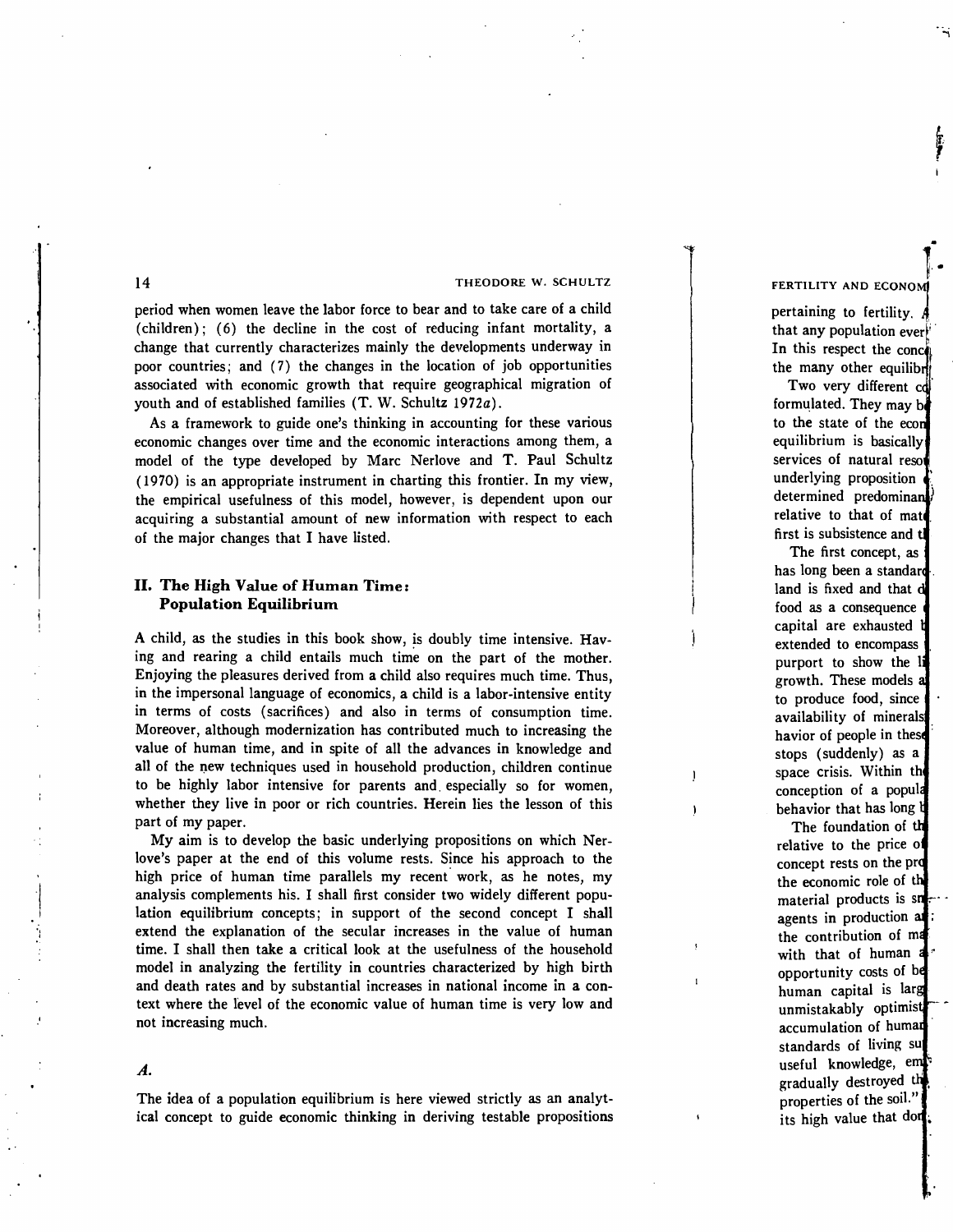period when women leave the labor force to bear and to take care of a child (children); (6) the decline in the cost of reducing infant mortality, a change that currently characterizes mainly the developments underway in poor countries; and (7) the changes in the location of job opportunities associated with economic growth that require geographical migration of youth and of established families (T. W. Schultz 1972*a*).

As a framework to guide one's thinking in accounting for these various economic changes over time and the economic interactions among them, a model of the type developed by Marc Nerlove and T. Paul Schultz (1970) is an appropriate instrument in charting this frontier. In my view, the empirical usefulness of this model, however, is dependent upon our acquiring a substantial amount of new information with respect to each of the major changes that I have listed.

## II. The High Value of Human Time: Population Equilibrium

A child, as the studies in this book show, is doubly time intensive. Having and rearing a child entails much time on the part of the mother. Enjoying the pleasures derived from a child also requires much time. Thus, in the impersonal language of economics, a child is a labor-intensive entity in terms of costs (sacrifices) and also in terms of consumption time. Moreover, although modernization has contributed much to increasing the value of human time, and in spite of all the advances in knowledge and all of the new techniques used in household production, children continue to be highly labor intensive for parents and especially so for women, whether they live in poor or rich countries. Herein lies the lesson of this part of my paper.

My aim is to develop the basic underlying propositions on which Nerlove's paper at the end of this volume rests. Since his approach to the high price of human time parallels my recent work, as he notes, my analysis complements his. I shall first consider two widely different population equilibrium concepts; in support of the second concept I shall extend the explanation of the secular increases in the value of human time. I shall then take a critical look at the usefulness of the household model in analyzing the fertility in countries characterized by high birth and death rates and by substantial increases in national income in a context where the level of the economic value of human time is very low and not increasing much.

### *A.*

The idea of a population equilibrium is here viewed strictly as an analytical concept to guide economic thinking in deriving testable propositions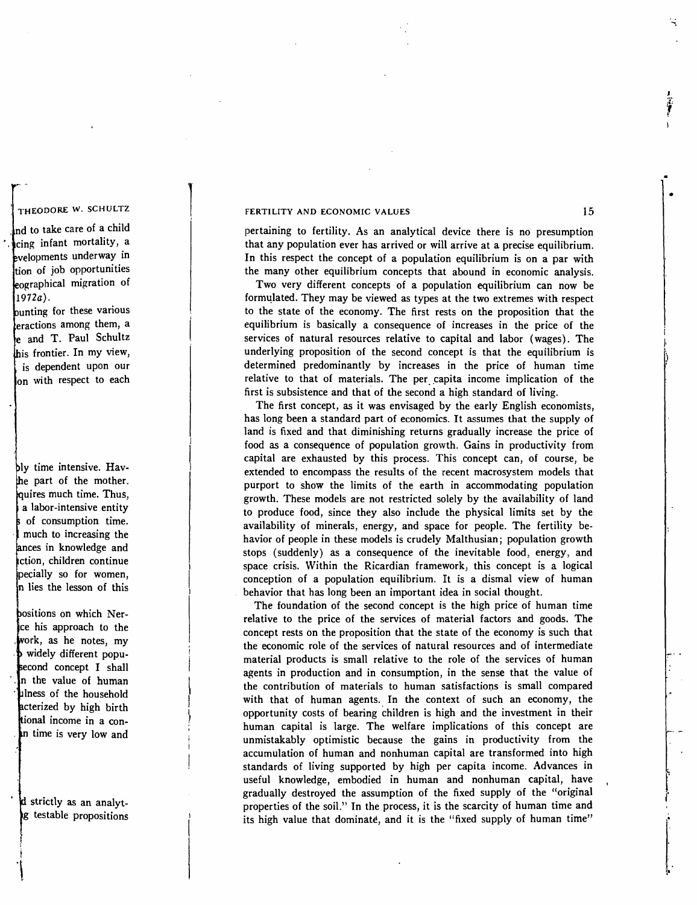pertaining to fertility. As an analytical device there is no presumption that any population ever has arrived or will arrive at a precise equilibrium. In this respect the concept of a population equilibrium is on a par with the many other equilibrium concepts that abound in economic analysis.

Two very different concepts of a population equilibrium can now be formulated. They may be viewed as types at the two extremes with respect to the state of the economy. The first rests on the proposition that the equilibrium is basically a consequence of increases in the price of the services of natural resources relative to capital and labor (wages). The underlying proposition of the second concept is that the equilibrium is determined predominantly by increases in the price of human time relative to that of materials. The per capita income implication of the first is subsistence and that of the second a high standard of living.

The first concept, as it was envisaged by the early English economists, has long been a standard part of economics. It assumes that the supply of land is fixed and that diminishing returns gradually increase the price of food as a consequence of population growth. Gains in productivity from capital are exhausted by this process. This concept can, of course, be extended to encompass the results of the recent macrosystem models that purport to show the limits of the earth in accommodating population growth. These models are not restricted solely by the availability of land to produce food, since they also include the physical limits set by the availability of minerals, energy, and space for people. The fertility behavior of people in these models is crudely Malthusian; population growth stops (suddenly) as a consequence of the inevitable food, energy, and space crisis. Within the Ricardian framework, this concept is a logical conception of a population equilibrium. It is a dismal view of human behavior that has long been an important idea in social thought.

The foundation of the second concept is the high price of human time relative to the price of the services of material factors and goods. The concept rests on the proposition that the state of the economy is such that the economic role of the services of natural resources and of intermediate material products is small relative to the role of the services of human agents in production and in consumption, in the sense that the value of the contribution of materials to human satisfactions is small compared with that of human agents. In the context of such an economy, the opportunity costs of bearing children is high and the investment in their human capital is large. The welfare implications of this concept are unmistakably optimistic because the gains in productivity from the accumulation of human and nonhuman capital are transformed into high standards of living supported by high per capita income. Advances in useful knowledge, embodied in human and nonhuman capital, have gradually destroyed the assumption of the fixed supply of the "original properties of the soil." In the process, it is the scarcity of human time and its high value that dominate, and it is the "fixed supply of human time"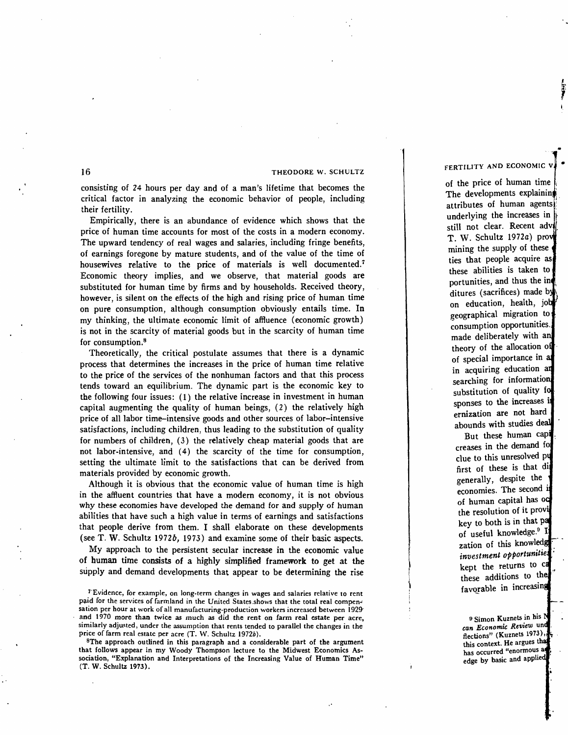consisting of 24 hours per day and of a man's lifetime that becomes the critical factor in analyzing the economic behavior of people, including their fertility.

Empirically, there is an abundance of evidence which shows that the price of human time accounts for most of the costs in a modern economy. The upward tendency of real wages and salaries, including fringe benefits, of earnings foregone by mature students, and of the value of the time of housewives relative to the price of materials is well documented.[7] Economic theory implies, and we observe, that material goods are substituted for human time by firms and by households. Received theory, however, is silent on the effects of the high and rising price of human time on pure consumption, although consumption obviously entails time. In my thinking, the ultimate economic limit of affluence (economic growth) is not in the scarcity of material goods but in the scarcity of human time for consumption.[8]

Theoretically, the critical postulate assumes that there is a dynamic process that determines the increases in the price of human time relative to the price of the services of the nonhuman factors and that this process tends toward an equilibrium. The dynamic part is the economic key to the following four issues: (1) the relative increase in investment in human capital augmenting the quality of human beings, (2) the relatively high price of all labor time–intensive goods and other sources of labor–intensive satisfactions, including children, thus leading to the substitution of quality for numbers of children, (3) the relatively cheap material goods that are not labor-intensive, and (4) the scarcity of the time for consumption, setting the ultimate limit to the satisfactions that can be derived from materials provided by economic growth.

Although it is obvious that the economic value of human time is high in the affluent countries that have a modern economy, it is not obvious why these economies have developed the demand for and supply of human abilities that have such a high value in terms of earnings and satisfactions that people derive from them. I shall elaborate on these developments (see T. W. Schultz 1972*b*, 1973) and examine some of their basic aspects.

My approach to the persistent secular increase in the economic value of human time consists of a highly simplified framework to get at the supply and demand developments that appear to be determining the rise

[7] Evidence, for example, on long-term changes in wages and salaries relative to rent paid for the services of farmland in the United States shows that the total real compensation per hour at work of all manufacturing-production workers increased between 1929 and 1970 more than twice as much as did the rent on farm real estate per acre, similarly adjusted, under the assumption that rents tended to parallel the changes in the price of farm real estate per acre (T. W. Schultz 1972*b*).

[8] The approach outlined in this paragraph and a considerable part of the argument that follows appear in my Woody Thompson lecture to the Midwest Economics Association, "Explanation and Interpretations of the Increasing Value of Human Time" (T. W. Schultz 1973).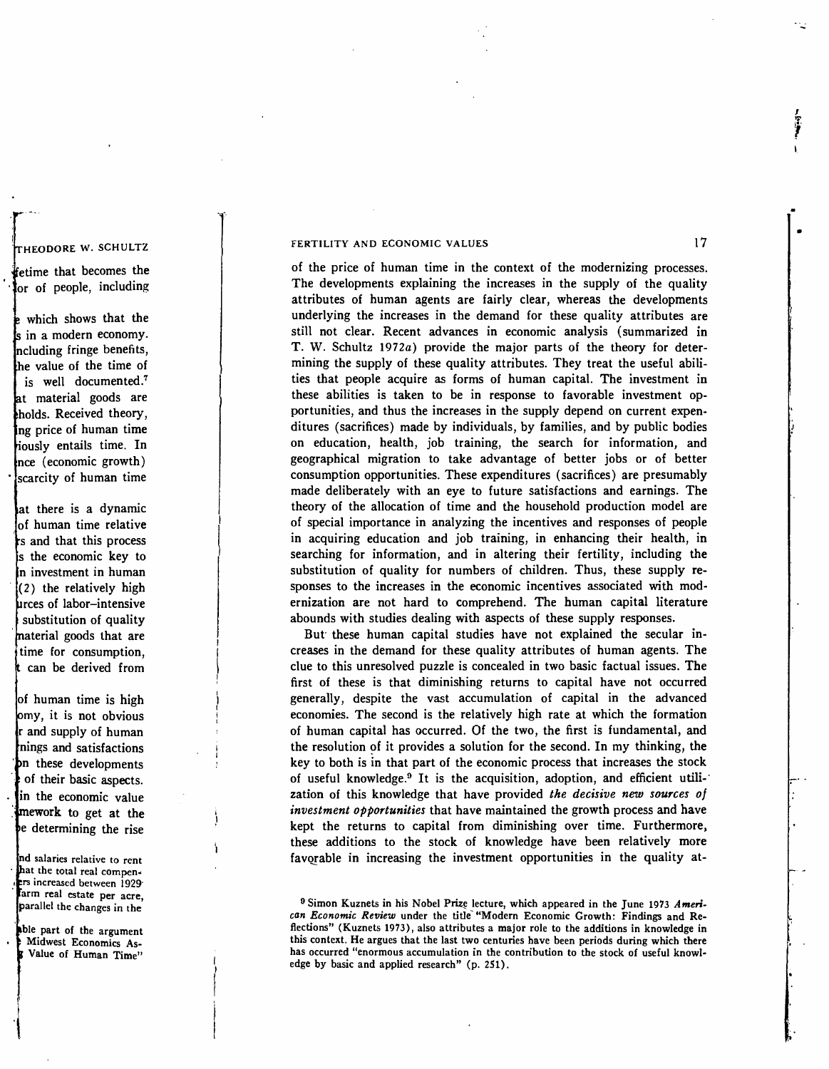of the price of human time in the context of the modernizing processes. The developments explaining the increases in the supply of the quality attributes of human agents are fairly clear, whereas the developments underlying the increases in the demand for these quality attributes are still not clear. Recent advances in economic analysis (summarized in T. W. Schultz 1972*a*) provide the major parts of the theory for determining the supply of these quality attributes. They treat the useful abilities that people acquire as forms of human capital. The investment in these abilities is taken to be in response to favorable investment opportunities, and thus the increases in the supply depend on current expenditures (sacrifices) made by individuals, by families, and by public bodies on education, health, job training, the search for information, and geographical migration to take advantage of better jobs or of better consumption opportunities. These expenditures (sacrifices) are presumably made deliberately with an eye to future satisfactions and earnings. The theory of the allocation of time and the household production model are of special importance in analyzing the incentives and responses of people in acquiring education and job training, in enhancing their health, in searching for information, and in altering their fertility, including the substitution of quality for numbers of children. Thus, these supply responses to the increases in the economic incentives associated with modernization are not hard to comprehend. The human capital literature abounds with studies dealing with aspects of these supply responses.

But these human capital studies have not explained the secular increases in the demand for these quality attributes of human agents. The clue to this unresolved puzzle is concealed in two basic factual issues. The first of these is that diminishing returns to capital have not occurred generally, despite the vast accumulation of capital in the advanced economies. The second is the relatively high rate at which the formation of human capital has occurred. Of the two, the first is fundamental, and the resolution of it provides a solution for the second. In my thinking, the key to both is in that part of the economic process that increases the stock of useful knowledge.[9] It is the acquisition, adoption, and efficient utilization of this knowledge that have provided *the decisive new sources of investment opportunities* that have maintained the growth process and have kept the returns to capital from diminishing over time. Furthermore, these additions to the stock of knowledge have been relatively more favorable in increasing the investment opportunities in the quality at-

[9] Simon Kuznets in his Nobel Prize lecture, which appeared in the June 1973 *American Economic Review* under the title "Modern Economic Growth: Findings and Reflections" (Kuznets 1973), also attributes a major role to the additions in knowledge in this context. He argues that the last two centuries have been periods during which there has occurred "enormous accumulation in the contribution to the stock of useful knowledge by basic and applied research" (p. 251).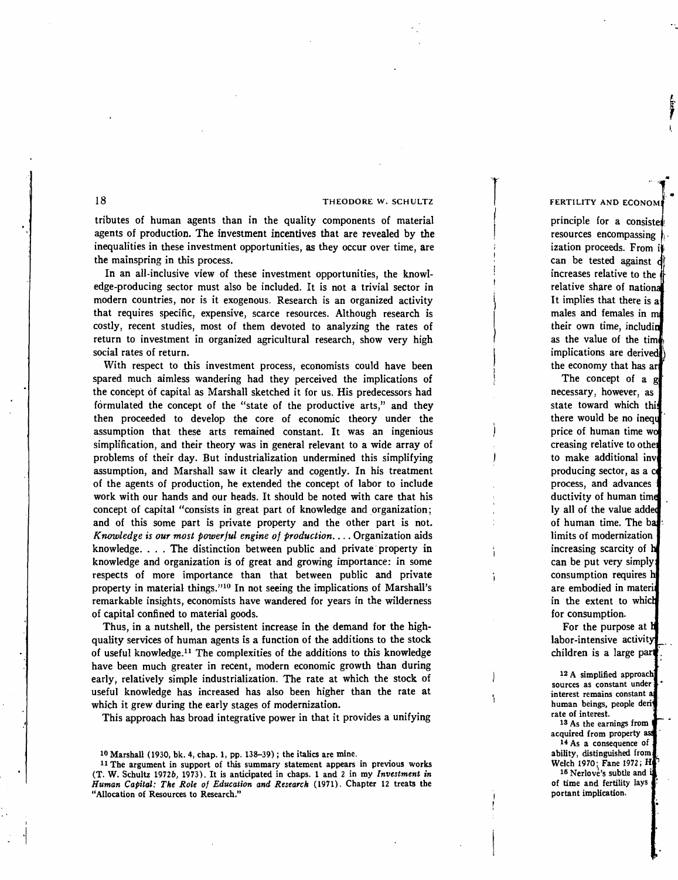tributes of human agents than in the quality components of material agents of production. The investment incentives that are revealed by the inequalities in these investment opportunities, as they occur over time, are the mainspring in this process.

In an all-inclusive view of these investment opportunities, the knowledge-producing sector must also be included. It is not a trivial sector in modern countries, nor is it exogenous. Research is an organized activity that requires specific, expensive, scarce resources. Although research is costly, recent studies, most of them devoted to analyzing the rates of return to investment in organized agricultural research, show very high social rates of return.

With respect to this investment process, economists could have been spared much aimless wandering had they perceived the implications of the concept of capital as Marshall sketched it for us. His predecessors had formulated the concept of the "state of the productive arts," and they then proceeded to develop the core of economic theory under the assumption that these arts remained constant. It was an ingenious simplification, and their theory was in general relevant to a wide array of problems of their day. But industrialization undermined this simplifying assumption, and Marshall saw it clearly and cogently. In his treatment of the agents of production, he extended the concept of labor to include work with our hands and our heads. It should be noted with care that his concept of capital "consists in great part of knowledge and organization; and of this some part is private property and the other part is not. *Knowledge is our most powerful engine of production.* . . . Organization aids knowledge. . . . The distinction between public and private property in knowledge and organization is of great and growing importance: in some respects of more importance than that between public and private property in material things."[10] In not seeing the implications of Marshall's remarkable insights, economists have wandered for years in the wilderness of capital confined to material goods.

Thus, in a nutshell, the persistent increase in the demand for the high-quality services of human agents is a function of the additions to the stock of useful knowledge.[11] The complexities of the additions to this knowledge have been much greater in recent, modern economic growth than during early, relatively simple industrialization. The rate at which the stock of useful knowledge has increased has also been higher than the rate at which it grew during the early stages of modernization.

This approach has broad integrative power in that it provides a unifying

[10] Marshall (1930, bk. 4, chap. 1, pp. 138–39); the italics are mine.

[11] The argument in support of this summary statement appears in previous works (T. W. Schultz 1972*b*, 1973). It is anticipated in chaps. 1 and 2 in my *Investment in Human Capital: The Role of Education and Research* (1971). Chapter 12 treats the "Allocation of Resources to Research."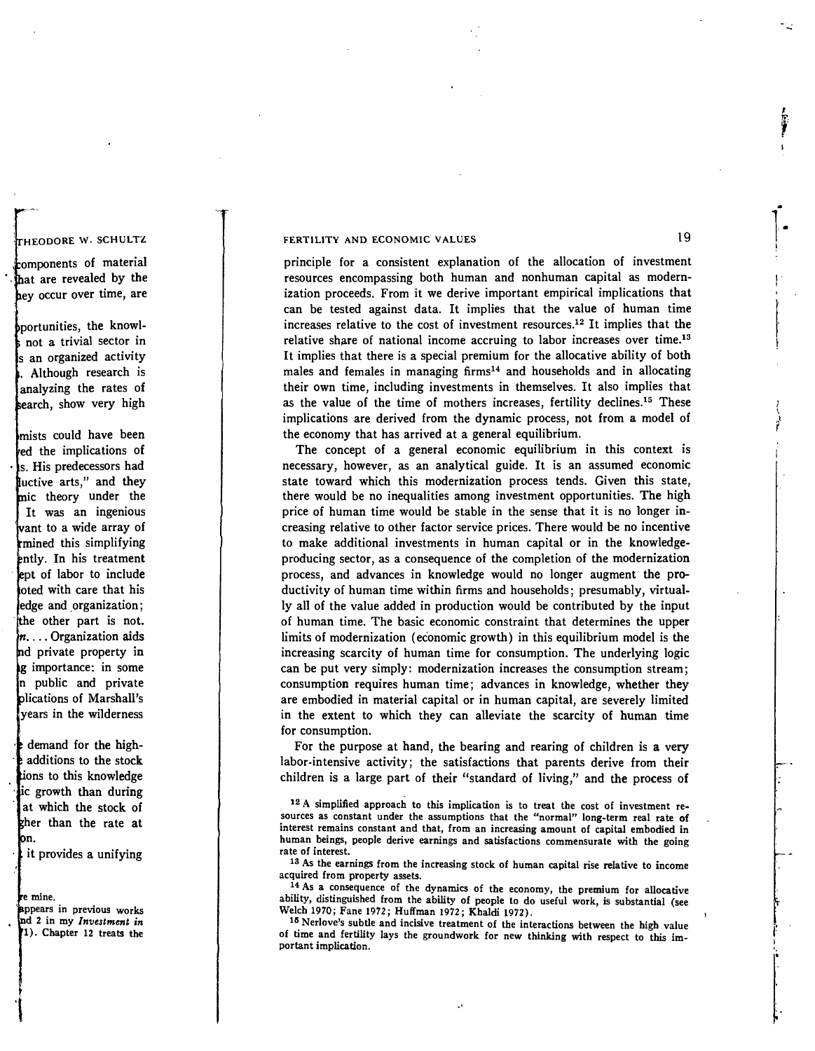principle for a consistent explanation of the allocation of investment resources encompassing both human and nonhuman capital as modernization proceeds. From it we derive important empirical implications that can be tested against data. It implies that the value of human time increases relative to the cost of investment resources.[12] It implies that the relative share of national income accruing to labor increases over time.[13] It implies that there is a special premium for the allocative ability of both males and females in managing firms[14] and households and in allocating their own time, including investments in themselves. It also implies that as the value of the time of mothers increases, fertility declines.[15] These implications are derived from the dynamic process, not from a model of the economy that has arrived at a general equilibrium.

The concept of a general economic equilibrium in this context is necessary, however, as an analytical guide. It is an assumed economic state toward which this modernization process tends. Given this state, there would be no inequalities among investment opportunities. The high price of human time would be stable in the sense that it is no longer increasing relative to other factor service prices. There would be no incentive to make additional investments in human capital or in the knowledge-producing sector, as a consequence of the completion of the modernization process, and advances in knowledge would no longer augment the productivity of human time within firms and households; presumably, virtually all of the value added in production would be contributed by the input of human time. The basic economic constraint that determines the upper limits of modernization (economic growth) in this equilibrium model is the increasing scarcity of human time for consumption. The underlying logic can be put very simply: modernization increases the consumption stream; consumption requires human time; advances in knowledge, whether they are embodied in material capital or in human capital, are severely limited in the extent to which they can alleviate the scarcity of human time for consumption.

For the purpose at hand, the bearing and rearing of children is a very labor-intensive activity; the satisfactions that parents derive from their children is a large part of their "standard of living," and the process of

[12] A simplified approach to this implication is to treat the cost of investment resources as constant under the assumptions that the "normal" long-term real rate of interest remains constant and that, from an increasing amount of capital embodied in human beings, people derive earnings and satisfactions commensurate with the going rate of interest.

[13] As the earnings from the increasing stock of human capital rise relative to income acquired from property assets.

[14] As a consequence of the dynamics of the economy, the premium for allocative ability, distinguished from the ability of people to do useful work, is substantial (see Welch 1970; Fane 1972; Huffman 1972; Khaldi 1972).

[15] Nerlove's subtle and incisive treatment of the interactions between the high value of time and fertility lays the groundwork for new thinking with respect to this important implication.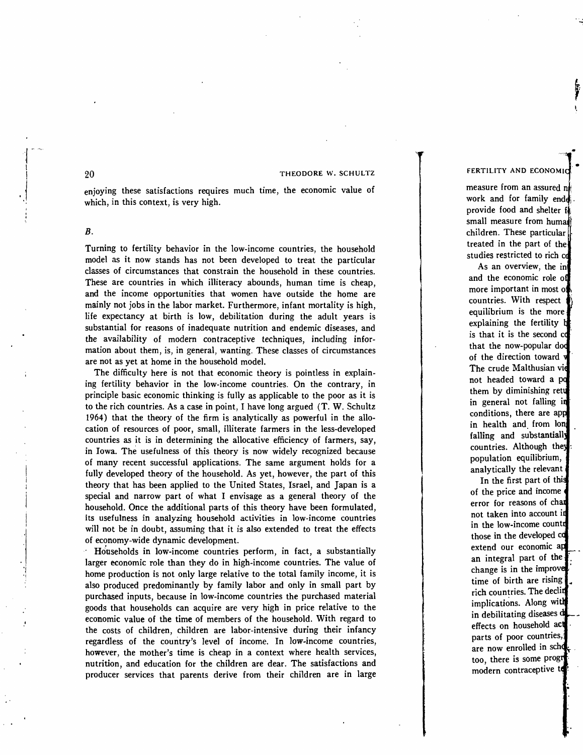enjoying these satisfactions requires much time, the economic value of which, in this context, is very high.

### *B.*

Turning to fertility behavior in the low-income countries, the household model as it now stands has not been developed to treat the particular classes of circumstances that constrain the household in these countries. These are countries in which illiteracy abounds, human time is cheap, and the income opportunities that women have outside the home are mainly not jobs in the labor market. Furthermore, infant mortality is high, life expectancy at birth is low, debilitation during the adult years is substantial for reasons of inadequate nutrition and endemic diseases, and the availability of modern contraceptive techniques, including information about them, is, in general, wanting. These classes of circumstances are not as yet at home in the household model.

The difficulty here is not that economic theory is pointless in explaining fertility behavior in the low-income countries. On the contrary, in principle basic economic thinking is fully as applicable to the poor as it is to the rich countries. As a case in point, I have long argued (T. W. Schultz 1964) that the theory of the firm is analytically as powerful in the allocation of resources of poor, small, illiterate farmers in the less-developed countries as it is in determining the allocative efficiency of farmers, say, in Iowa. The usefulness of this theory is now widely recognized because of many recent successful applications. The same argument holds for a fully developed theory of the household. As yet, however, the part of this theory that has been applied to the United States, Israel, and Japan is a special and narrow part of what I envisage as a general theory of the household. Once the additional parts of this theory have been formulated, its usefulness in analyzing household activities in low-income countries will not be in doubt, assuming that it is also extended to treat the effects of economy-wide dynamic development.

Households in low-income countries perform, in fact, a substantially larger economic role than they do in high-income countries. The value of home production is not only large relative to the total family income, it is also produced predominantly by family labor and only in small part by purchased inputs, because in low-income countries the purchased material goods that households can acquire are very high in price relative to the economic value of the time of members of the household. With regard to the costs of children, children are labor-intensive during their infancy regardless of the country's level of income. In low-income countries, however, the mother's time is cheap in a context where health services, nutrition, and education for the children are dear. The satisfactions and producer services that parents derive from their children are in large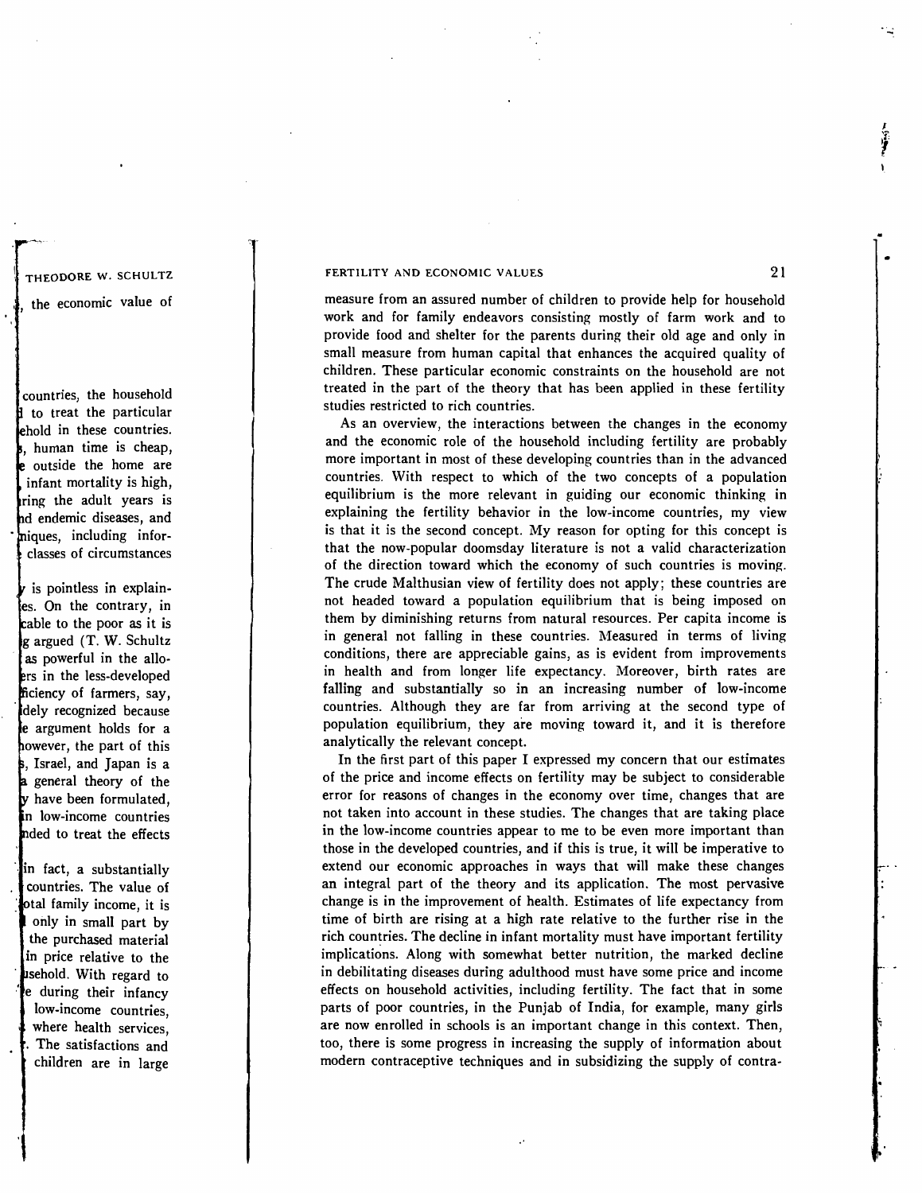measure from an assured number of children to provide help for household work and for family endeavors consisting mostly of farm work and to provide food and shelter for the parents during their old age and only in small measure from human capital that enhances the acquired quality of children. These particular economic constraints on the household are not treated in the part of the theory that has been applied in these fertility studies restricted to rich countries.

As an overview, the interactions between the changes in the economy and the economic role of the household including fertility are probably more important in most of these developing countries than in the advanced countries. With respect to which of the two concepts of a population equilibrium is the more relevant in guiding our economic thinking in explaining the fertility behavior in the low-income countries, my view is that it is the second concept. My reason for opting for this concept is that the now-popular doomsday literature is not a valid characterization of the direction toward which the economy of such countries is moving. The crude Malthusian view of fertility does not apply; these countries are not headed toward a population equilibrium that is being imposed on them by diminishing returns from natural resources. Per capita income is in general not falling in these countries. Measured in terms of living conditions, there are appreciable gains, as is evident from improvements in health and from longer life expectancy. Moreover, birth rates are falling and substantially so in an increasing number of low-income countries. Although they are far from arriving at the second type of population equilibrium, they are moving toward it, and it is therefore analytically the relevant concept.

In the first part of this paper I expressed my concern that our estimates of the price and income effects on fertility may be subject to considerable error for reasons of changes in the economy over time, changes that are not taken into account in these studies. The changes that are taking place in the low-income countries appear to me to be even more important than those in the developed countries, and if this is true, it will be imperative to extend our economic approaches in ways that will make these changes an integral part of the theory and its application. The most pervasive change is in the improvement of health. Estimates of life expectancy from time of birth are rising at a high rate relative to the further rise in the rich countries. The decline in infant mortality must have important fertility implications. Along with somewhat better nutrition, the marked decline in debilitating diseases during adulthood must have some price and income effects on household activities, including fertility. The fact that in some parts of poor countries, in the Punjab of India, for example, many girls are now enrolled in schools is an important change in this context. Then, too, there is some progress in increasing the supply of information about modern contraceptive techniques and in subsidizing the supply of contra-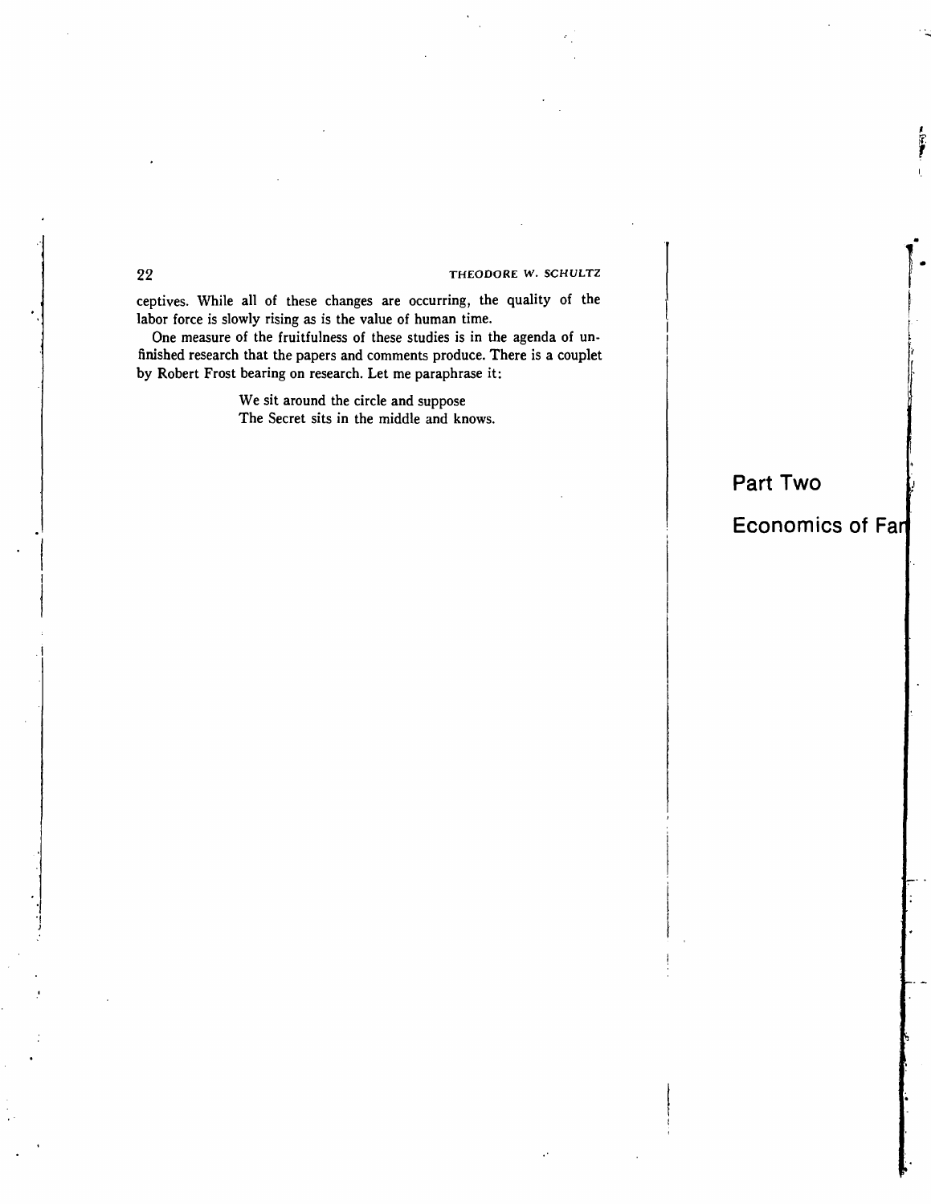ceptives. While all of these changes are occurring, the quality of the labor force is slowly rising as is the value of human time.

One measure of the fruitfulness of these studies is in the agenda of unfinished research that the papers and comments produce. There is a couplet by Robert Frost bearing on research. Let me paraphrase it:

> We sit around the circle and suppose
> The Secret sits in the middle and knows.

# Part Two

# Economics of Far